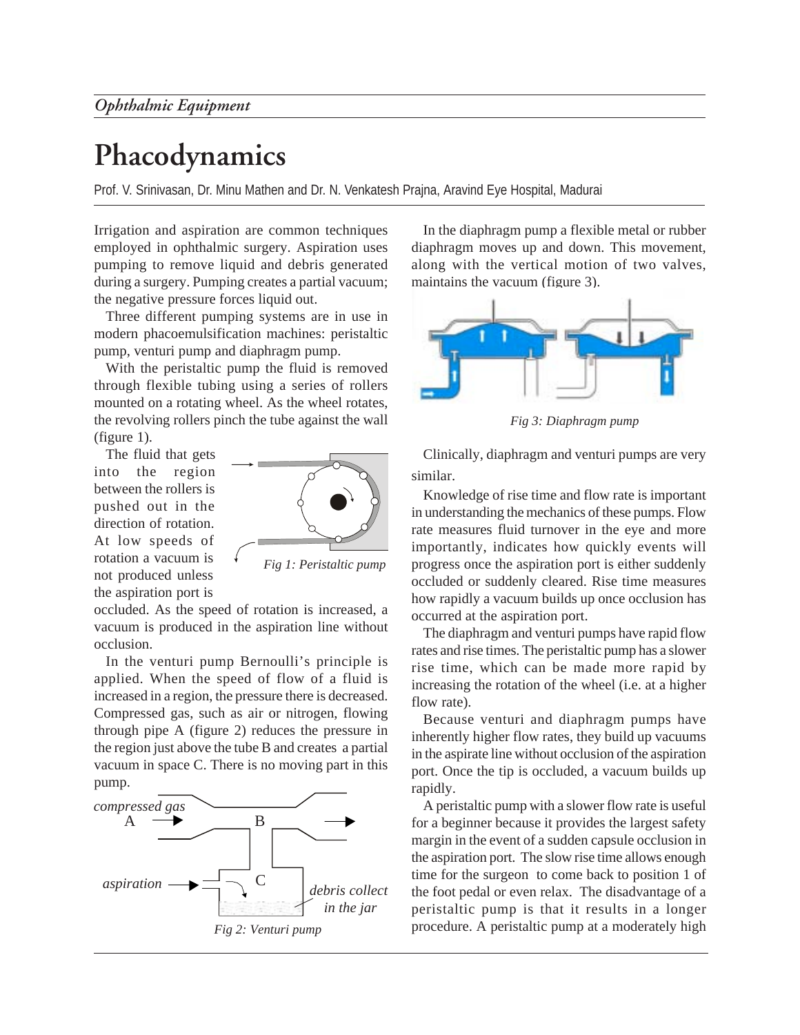# Phacodynamics

Prof. V. Srinivasan, Dr. Minu Mathen and Dr. N. Venkatesh Prajna, Aravind Eye Hospital, Madurai

Irrigation and aspiration are common techniques employed in ophthalmic surgery. Aspiration uses pumping to remove liquid and debris generated during a surgery. Pumping creates a partial vacuum; the negative pressure forces liquid out.

Three different pumping systems are in use in modern phacoemulsification machines: peristaltic pump, venturi pump and diaphragm pump.

With the peristaltic pump the fluid is removed through flexible tubing using a series of rollers mounted on a rotating wheel. As the wheel rotates, the revolving rollers pinch the tube against the wall (figure 1).

The fluid that gets into the region between the rollers is pushed out in the direction of rotation. At low speeds of rotation a vacuum is not produced unless the aspiration port is occluded. As the speed of rotation is increased, a vacuum is produced in the aspiration line without occlusion.

*Fig 1: Peristaltic pump*

In the venturi pump Bernoulli's principle is applied. When the speed of flow of a fluid is increased in a region, the pressure there is decreased. Compressed gas, such as air or nitrogen, flowing through pipe A (figure 2) reduces the pressure in the region just above the tube B and creates a partial vacuum in space C. There is no moving part in this pump.

compressed gas A B C aspiration debris collect in the jar

*Fig 2: Venturi pump*

In the diaphragm pump a flexible metal or rubber diaphragm moves up and down. This movement, along with the vertical motion of two valves, maintains the vacuum (figure 3).

*Fig 3: Diaphragm pump*

Clinically, diaphragm and venturi pumps are very similar.

Knowledge of rise time and flow rate is important in understanding the mechanics of these pumps. Flow rate measures fluid turnover in the eye and more importantly, indicates how quickly events will progress once the aspiration port is either suddenly occluded or suddenly cleared. Rise time measures how rapidly a vacuum builds up once occlusion has occurred at the aspiration port.

The diaphragm and venturi pumps have rapid flow rates and rise times. The peristaltic pump has a slower rise time, which can be made more rapid by increasing the rotation of the wheel (i.e. at a higher flow rate).

Because venturi and diaphragm pumps have inherently higher flow rates, they build up vacuums in the aspirate line without occlusion of the aspiration port. Once the tip is occluded, a vacuum builds up rapidly.

A peristaltic pump with a slower flow rate is useful for a beginner because it provides the largest safety margin in the event of a sudden capsule occlusion in the aspiration port. The slow rise time allows enough time for the surgeon to come back to position 1 of the foot pedal or even relax. The disadvantage of a peristaltic pump is that it results in a longer procedure. A peristaltic pump at a moderately high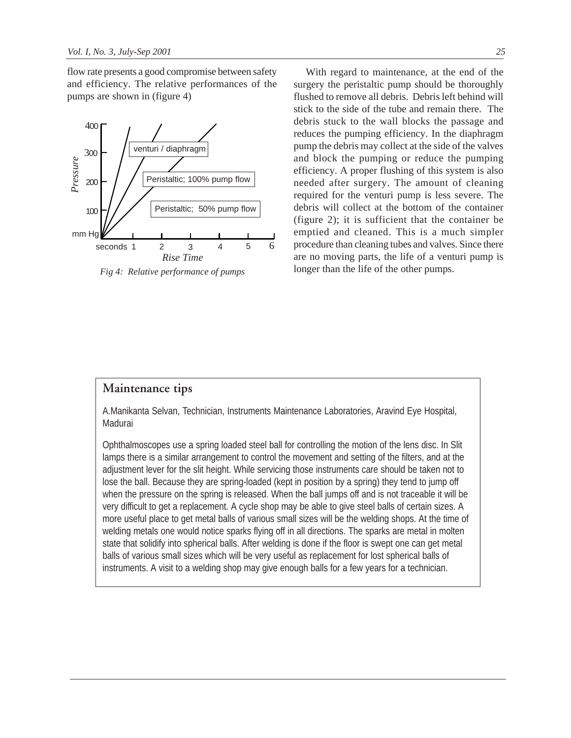flow rate presents a good compromise between safety and efficiency. The relative performances of the pumps are shown in (figure 4)

400
300
200
100
mm Hg
Pressure
venturi / diaphragm
Peristaltic; 100% pump flow
Peristaltic; 50% pump flow
seconds 1 2 3 4 5 6
Rise Time

*Fig 4: Relative performance of pumps*

With regard to maintenance, at the end of the surgery the peristaltic pump should be thoroughly flushed to remove all debris. Debris left behind will stick to the side of the tube and remain there. The debris stuck to the wall blocks the passage and reduces the pumping efficiency. In the diaphragm pump the debris may collect at the side of the valves and block the pumping or reduce the pumping efficiency. A proper flushing of this system is also needed after surgery. The amount of cleaning required for the venturi pump is less severe. The debris will collect at the bottom of the container (figure 2); it is sufficient that the container be emptied and cleaned. This is a much simpler procedure than cleaning tubes and valves. Since there are no moving parts, the life of a venturi pump is longer than the life of the other pumps.

## Maintenance tips

A.Manikanta Selvan, Technician, Instruments Maintenance Laboratories, Aravind Eye Hospital, Madurai

Ophthalmoscopes use a spring loaded steel ball for controlling the motion of the lens disc. In Slit lamps there is a similar arrangement to control the movement and setting of the filters, and at the adjustment lever for the slit height. While servicing those instruments care should be taken not to lose the ball. Because they are spring-loaded (kept in position by a spring) they tend to jump off when the pressure on the spring is released. When the ball jumps off and is not traceable it will be very difficult to get a replacement. A cycle shop may be able to give steel balls of certain sizes. A more useful place to get metal balls of various small sizes will be the welding shops. At the time of welding metals one would notice sparks flying off in all directions. The sparks are metal in molten state that solidify into spherical balls. After welding is done if the floor is swept one can get metal balls of various small sizes which will be very useful as replacement for lost spherical balls of instruments. A visit to a welding shop may give enough balls for a few years for a technician.